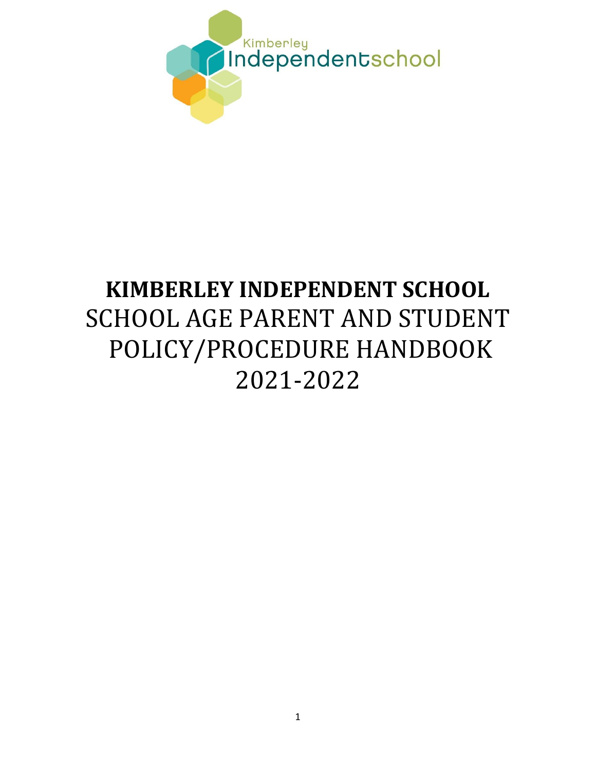# KIMBERLEY INDEPENDENT SCHOOL

SCHOOL AGE PARENT AND STUDENT POLICY/PROCEDURE HANDBOOK 2021-2022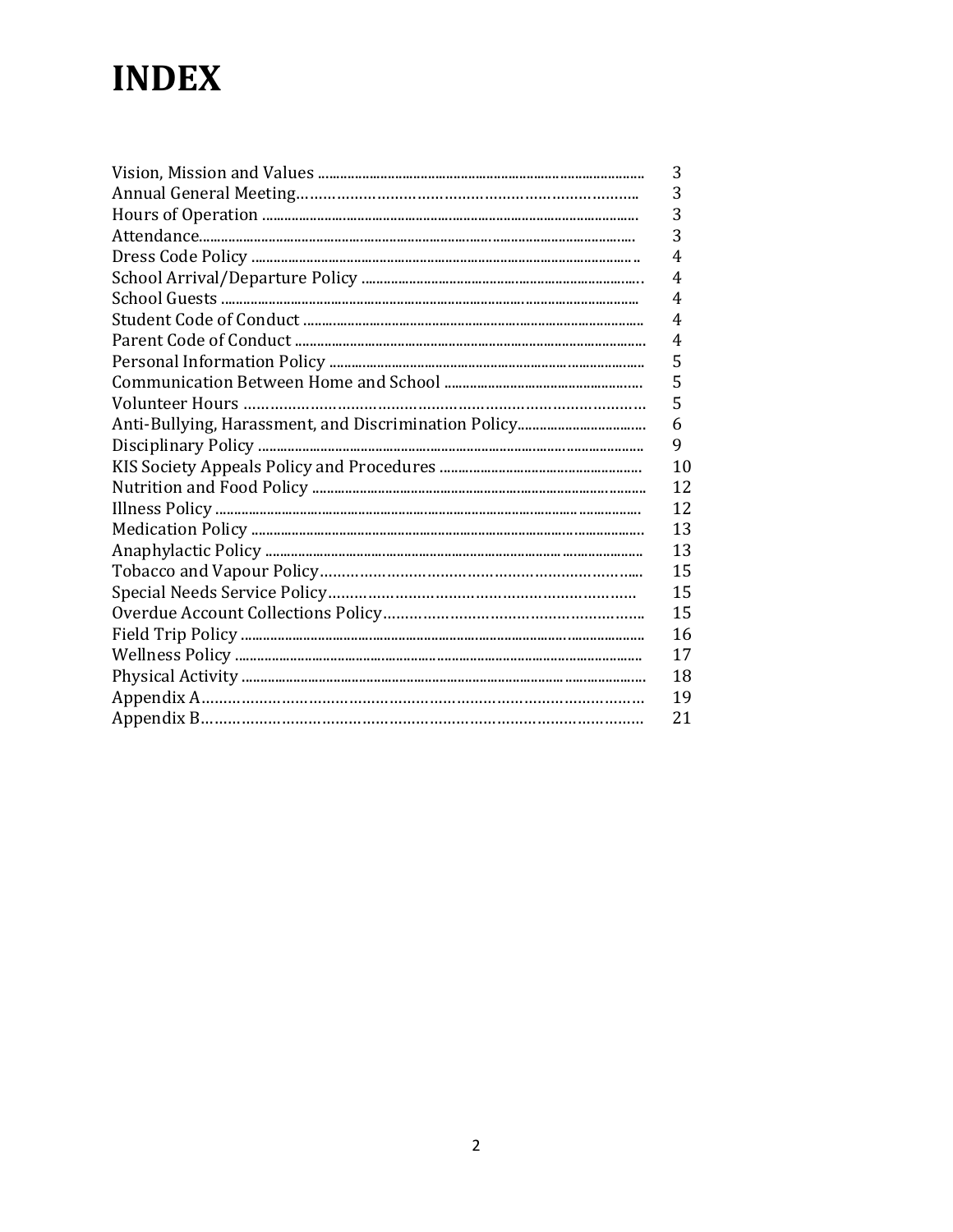# INDEX

| | |
|---|---|
| Vision, Mission and Values | 3 |
| Annual General Meeting | 3 |
| Hours of Operation | 3 |
| Attendance | 3 |
| Dress Code Policy | 4 |
| School Arrival/Departure Policy | 4 |
| School Guests | 4 |
| Student Code of Conduct | 4 |
| Parent Code of Conduct | 4 |
| Personal Information Policy | 5 |
| Communication Between Home and School | 5 |
| Volunteer Hours | 5 |
| Anti-Bullying, Harassment, and Discrimination Policy | 6 |
| Disciplinary Policy | 9 |
| KIS Society Appeals Policy and Procedures | 10 |
| Nutrition and Food Policy | 12 |
| Illness Policy | 12 |
| Medication Policy | 13 |
| Anaphylactic Policy | 13 |
| Tobacco and Vapour Policy | 15 |
| Special Needs Service Policy | 15 |
| Overdue Account Collections Policy | 15 |
| Field Trip Policy | 16 |
| Wellness Policy | 17 |
| Physical Activity | 18 |
| Appendix A | 19 |
| Appendix B | 21 |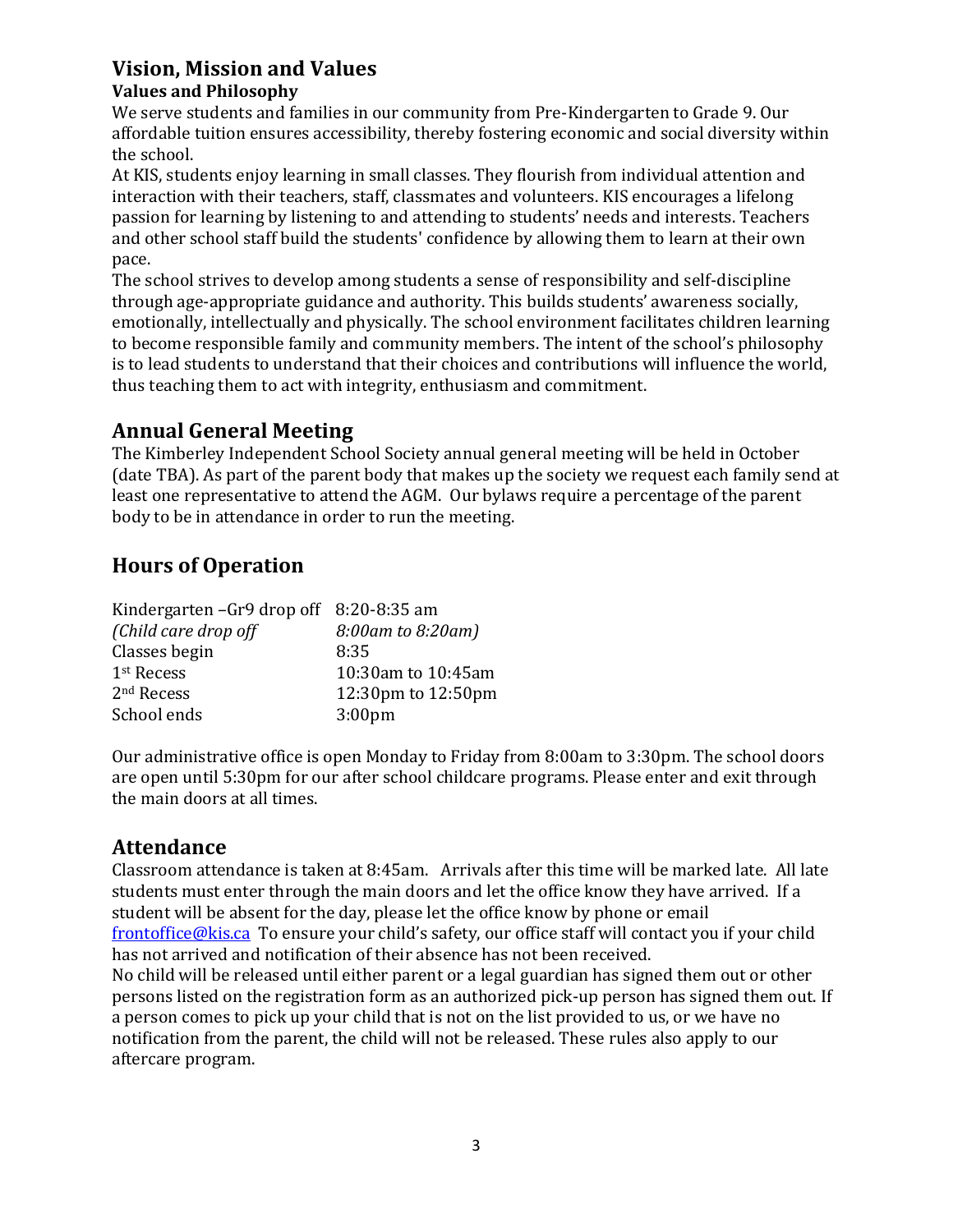# Vision, Mission and Values

### Values and Philosophy

We serve students and families in our community from Pre-Kindergarten to Grade 9. Our affordable tuition ensures accessibility, thereby fostering economic and social diversity within the school.

At KIS, students enjoy learning in small classes. They flourish from individual attention and interaction with their teachers, staff, classmates and volunteers. KIS encourages a lifelong passion for learning by listening to and attending to students' needs and interests. Teachers and other school staff build the students' confidence by allowing them to learn at their own pace.

The school strives to develop among students a sense of responsibility and self-discipline through age-appropriate guidance and authority. This builds students' awareness socially, emotionally, intellectually and physically. The school environment facilitates children learning to become responsible family and community members. The intent of the school's philosophy is to lead students to understand that their choices and contributions will influence the world, thus teaching them to act with integrity, enthusiasm and commitment.

## Annual General Meeting

The Kimberley Independent School Society annual general meeting will be held in October (date TBA). As part of the parent body that makes up the society we request each family send at least one representative to attend the AGM. Our bylaws require a percentage of the parent body to be in attendance in order to run the meeting.

## Hours of Operation

| | |
|---|---|
| Kindergarten –Gr9 drop off | 8:20-8:35 am |
| *(Child care drop off* | *8:00am to 8:20am)* |
| Classes begin | 8:35 |
| 1st Recess | 10:30am to 10:45am |
| 2nd Recess | 12:30pm to 12:50pm |
| School ends | 3:00pm |

Our administrative office is open Monday to Friday from 8:00am to 3:30pm. The school doors are open until 5:30pm for our after school childcare programs. Please enter and exit through the main doors at all times.

## Attendance

Classroom attendance is taken at 8:45am. Arrivals after this time will be marked late. All late students must enter through the main doors and let the office know they have arrived. If a student will be absent for the day, please let the office know by phone or email frontoffice@kis.ca To ensure your child's safety, our office staff will contact you if your child has not arrived and notification of their absence has not been received.

No child will be released until either parent or a legal guardian has signed them out or other persons listed on the registration form as an authorized pick-up person has signed them out. If a person comes to pick up your child that is not on the list provided to us, or we have no notification from the parent, the child will not be released. These rules also apply to our aftercare program.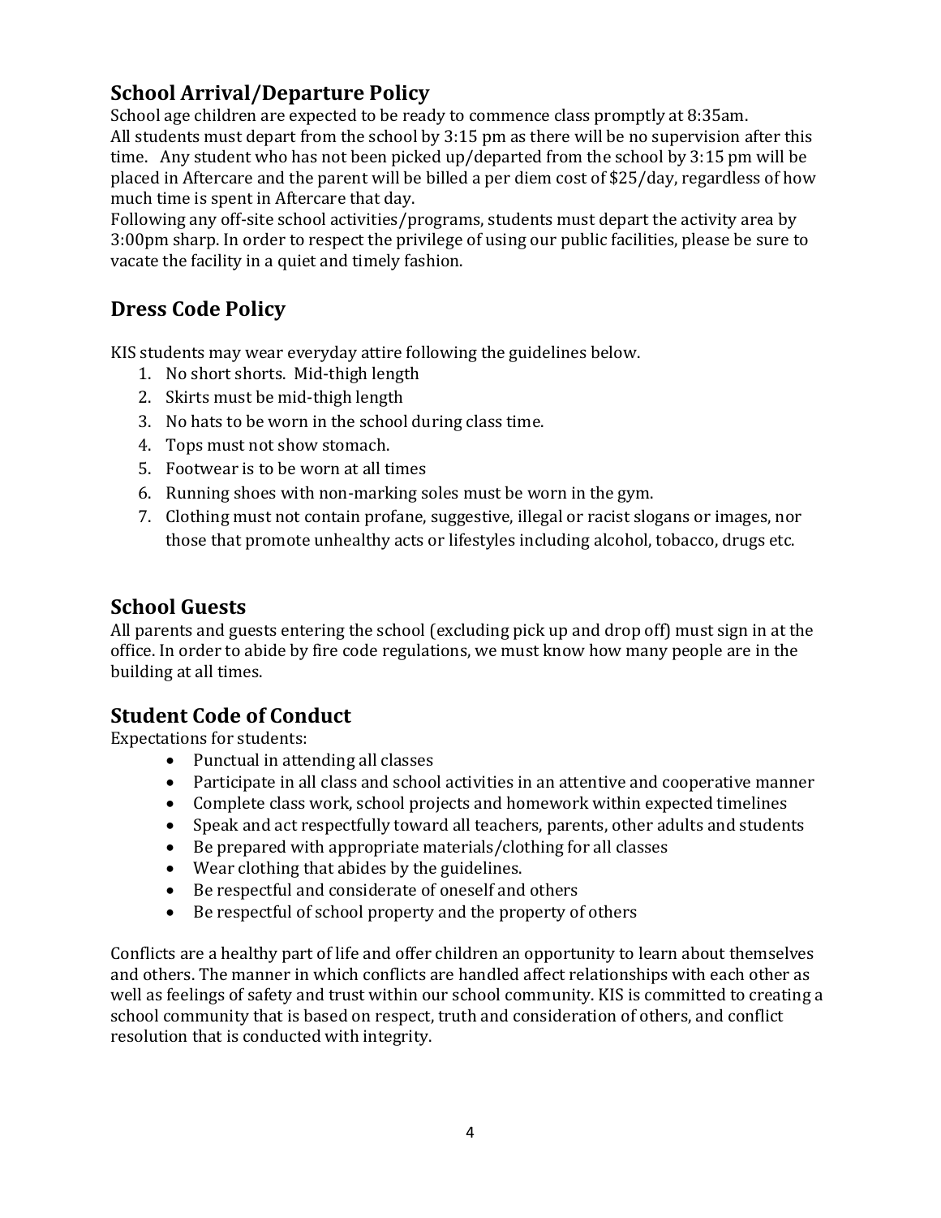## School Arrival/Departure Policy

School age children are expected to be ready to commence class promptly at 8:35am.
All students must depart from the school by 3:15 pm as there will be no supervision after this time. Any student who has not been picked up/departed from the school by 3:15 pm will be placed in Aftercare and the parent will be billed a per diem cost of $25/day, regardless of how much time is spent in Aftercare that day.
Following any off-site school activities/programs, students must depart the activity area by 3:00pm sharp. In order to respect the privilege of using our public facilities, please be sure to vacate the facility in a quiet and timely fashion.

## Dress Code Policy

KIS students may wear everyday attire following the guidelines below.

1. No short shorts. Mid-thigh length
2. Skirts must be mid-thigh length
3. No hats to be worn in the school during class time.
4. Tops must not show stomach.
5. Footwear is to be worn at all times
6. Running shoes with non-marking soles must be worn in the gym.
7. Clothing must not contain profane, suggestive, illegal or racist slogans or images, nor those that promote unhealthy acts or lifestyles including alcohol, tobacco, drugs etc.

## School Guests

All parents and guests entering the school (excluding pick up and drop off) must sign in at the office. In order to abide by fire code regulations, we must know how many people are in the building at all times.

## Student Code of Conduct

Expectations for students:

- Punctual in attending all classes
- Participate in all class and school activities in an attentive and cooperative manner
- Complete class work, school projects and homework within expected timelines
- Speak and act respectfully toward all teachers, parents, other adults and students
- Be prepared with appropriate materials/clothing for all classes
- Wear clothing that abides by the guidelines.
- Be respectful and considerate of oneself and others
- Be respectful of school property and the property of others

Conflicts are a healthy part of life and offer children an opportunity to learn about themselves and others. The manner in which conflicts are handled affect relationships with each other as well as feelings of safety and trust within our school community. KIS is committed to creating a school community that is based on respect, truth and consideration of others, and conflict resolution that is conducted with integrity.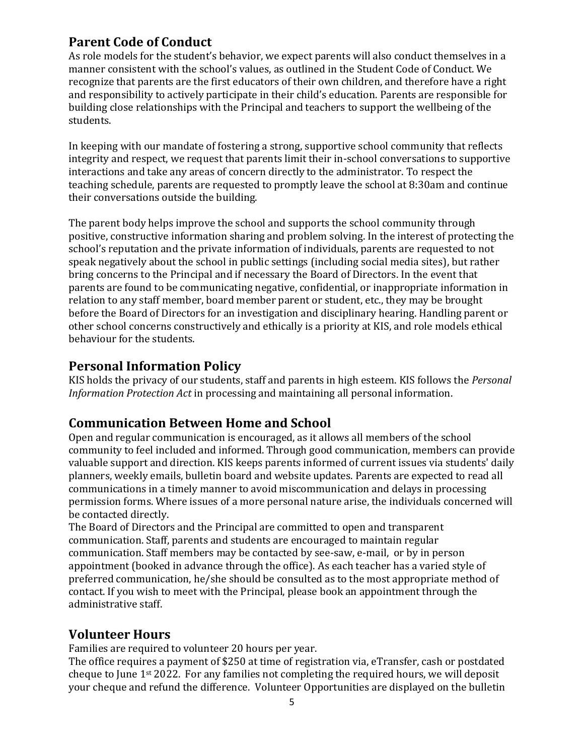## Parent Code of Conduct

As role models for the student's behavior, we expect parents will also conduct themselves in a manner consistent with the school's values, as outlined in the Student Code of Conduct. We recognize that parents are the first educators of their own children, and therefore have a right and responsibility to actively participate in their child's education. Parents are responsible for building close relationships with the Principal and teachers to support the wellbeing of the students.

In keeping with our mandate of fostering a strong, supportive school community that reflects integrity and respect, we request that parents limit their in-school conversations to supportive interactions and take any areas of concern directly to the administrator. To respect the teaching schedule, parents are requested to promptly leave the school at 8:30am and continue their conversations outside the building.

The parent body helps improve the school and supports the school community through positive, constructive information sharing and problem solving. In the interest of protecting the school's reputation and the private information of individuals, parents are requested to not speak negatively about the school in public settings (including social media sites), but rather bring concerns to the Principal and if necessary the Board of Directors. In the event that parents are found to be communicating negative, confidential, or inappropriate information in relation to any staff member, board member parent or student, etc., they may be brought before the Board of Directors for an investigation and disciplinary hearing. Handling parent or other school concerns constructively and ethically is a priority at KIS, and role models ethical behaviour for the students.

## Personal Information Policy

KIS holds the privacy of our students, staff and parents in high esteem. KIS follows the *Personal Information Protection Act* in processing and maintaining all personal information.

## Communication Between Home and School

Open and regular communication is encouraged, as it allows all members of the school community to feel included and informed. Through good communication, members can provide valuable support and direction. KIS keeps parents informed of current issues via students' daily planners, weekly emails, bulletin board and website updates. Parents are expected to read all communications in a timely manner to avoid miscommunication and delays in processing permission forms. Where issues of a more personal nature arise, the individuals concerned will be contacted directly.

The Board of Directors and the Principal are committed to open and transparent communication. Staff, parents and students are encouraged to maintain regular communication. Staff members may be contacted by see-saw, e-mail, or by in person appointment (booked in advance through the office). As each teacher has a varied style of preferred communication, he/she should be consulted as to the most appropriate method of contact. If you wish to meet with the Principal, please book an appointment through the administrative staff.

## Volunteer Hours

Families are required to volunteer 20 hours per year.

The office requires a payment of $250 at time of registration via, eTransfer, cash or postdated cheque to June 1st 2022. For any families not completing the required hours, we will deposit your cheque and refund the difference. Volunteer Opportunities are displayed on the bulletin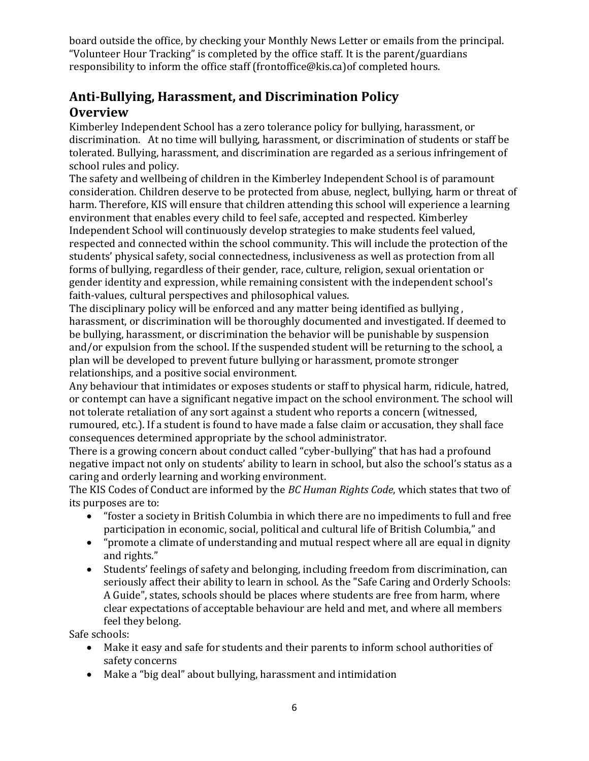board outside the office, by checking your Monthly News Letter or emails from the principal. "Volunteer Hour Tracking" is completed by the office staff. It is the parent/guardians responsibility to inform the office staff (frontoffice@kis.ca)of completed hours.

## Anti-Bullying, Harassment, and Discrimination Policy

### Overview

Kimberley Independent School has a zero tolerance policy for bullying, harassment, or discrimination. At no time will bullying, harassment, or discrimination of students or staff be tolerated. Bullying, harassment, and discrimination are regarded as a serious infringement of school rules and policy.

The safety and wellbeing of children in the Kimberley Independent School is of paramount consideration. Children deserve to be protected from abuse, neglect, bullying, harm or threat of harm. Therefore, KIS will ensure that children attending this school will experience a learning environment that enables every child to feel safe, accepted and respected. Kimberley Independent School will continuously develop strategies to make students feel valued, respected and connected within the school community. This will include the protection of the students' physical safety, social connectedness, inclusiveness as well as protection from all forms of bullying, regardless of their gender, race, culture, religion, sexual orientation or gender identity and expression, while remaining consistent with the independent school's faith-values, cultural perspectives and philosophical values.

The disciplinary policy will be enforced and any matter being identified as bullying , harassment, or discrimination will be thoroughly documented and investigated. If deemed to be bullying, harassment, or discrimination the behavior will be punishable by suspension and/or expulsion from the school. If the suspended student will be returning to the school, a plan will be developed to prevent future bullying or harassment, promote stronger relationships, and a positive social environment.

Any behaviour that intimidates or exposes students or staff to physical harm, ridicule, hatred, or contempt can have a significant negative impact on the school environment. The school will not tolerate retaliation of any sort against a student who reports a concern (witnessed, rumoured, etc.). If a student is found to have made a false claim or accusation, they shall face consequences determined appropriate by the school administrator.

There is a growing concern about conduct called "cyber-bullying" that has had a profound negative impact not only on students' ability to learn in school, but also the school's status as a caring and orderly learning and working environment.

The KIS Codes of Conduct are informed by the *BC Human Rights Code*, which states that two of its purposes are to:

- "foster a society in British Columbia in which there are no impediments to full and free participation in economic, social, political and cultural life of British Columbia," and
- "promote a climate of understanding and mutual respect where all are equal in dignity and rights."
- Students' feelings of safety and belonging, including freedom from discrimination, can seriously affect their ability to learn in school. As the "Safe Caring and Orderly Schools: A Guide", states, schools should be places where students are free from harm, where clear expectations of acceptable behaviour are held and met, and where all members feel they belong.

Safe schools:

- Make it easy and safe for students and their parents to inform school authorities of safety concerns
- Make a "big deal" about bullying, harassment and intimidation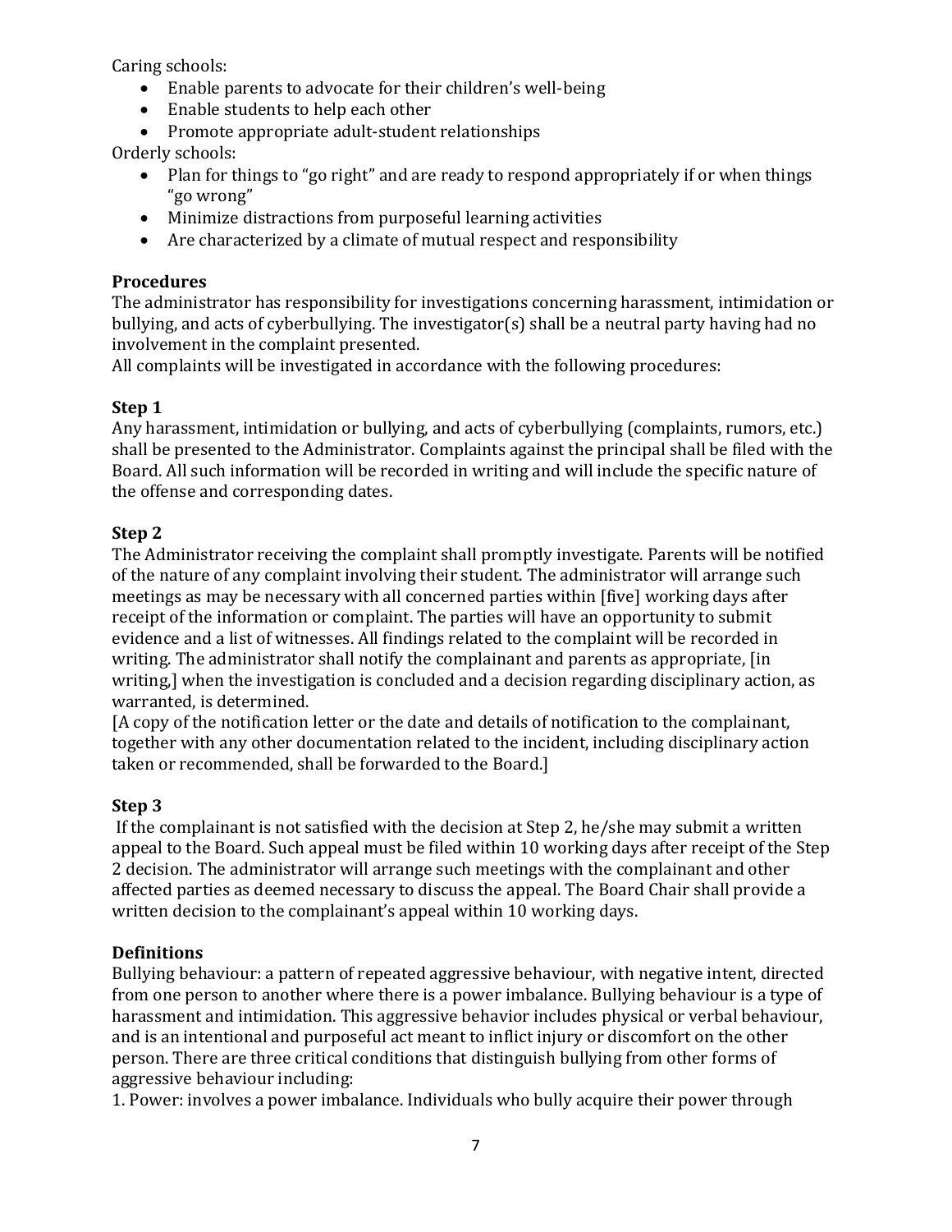Caring schools:

- Enable parents to advocate for their children's well-being
- Enable students to help each other
- Promote appropriate adult-student relationships

Orderly schools:

- Plan for things to "go right" and are ready to respond appropriately if or when things "go wrong"
- Minimize distractions from purposeful learning activities
- Are characterized by a climate of mutual respect and responsibility

**Procedures**

The administrator has responsibility for investigations concerning harassment, intimidation or bullying, and acts of cyberbullying. The investigator(s) shall be a neutral party having had no involvement in the complaint presented.

All complaints will be investigated in accordance with the following procedures:

**Step 1**

Any harassment, intimidation or bullying, and acts of cyberbullying (complaints, rumors, etc.) shall be presented to the Administrator. Complaints against the principal shall be filed with the Board. All such information will be recorded in writing and will include the specific nature of the offense and corresponding dates.

**Step 2**

The Administrator receiving the complaint shall promptly investigate. Parents will be notified of the nature of any complaint involving their student. The administrator will arrange such meetings as may be necessary with all concerned parties within [five] working days after receipt of the information or complaint. The parties will have an opportunity to submit evidence and a list of witnesses. All findings related to the complaint will be recorded in writing. The administrator shall notify the complainant and parents as appropriate, [in writing,] when the investigation is concluded and a decision regarding disciplinary action, as warranted, is determined.

[A copy of the notification letter or the date and details of notification to the complainant, together with any other documentation related to the incident, including disciplinary action taken or recommended, shall be forwarded to the Board.]

**Step 3**

If the complainant is not satisfied with the decision at Step 2, he/she may submit a written appeal to the Board. Such appeal must be filed within 10 working days after receipt of the Step 2 decision. The administrator will arrange such meetings with the complainant and other affected parties as deemed necessary to discuss the appeal. The Board Chair shall provide a written decision to the complainant's appeal within 10 working days.

**Definitions**

Bullying behaviour: a pattern of repeated aggressive behaviour, with negative intent, directed from one person to another where there is a power imbalance. Bullying behaviour is a type of harassment and intimidation. This aggressive behavior includes physical or verbal behaviour, and is an intentional and purposeful act meant to inflict injury or discomfort on the other person. There are three critical conditions that distinguish bullying from other forms of aggressive behaviour including:

1. Power: involves a power imbalance. Individuals who bully acquire their power through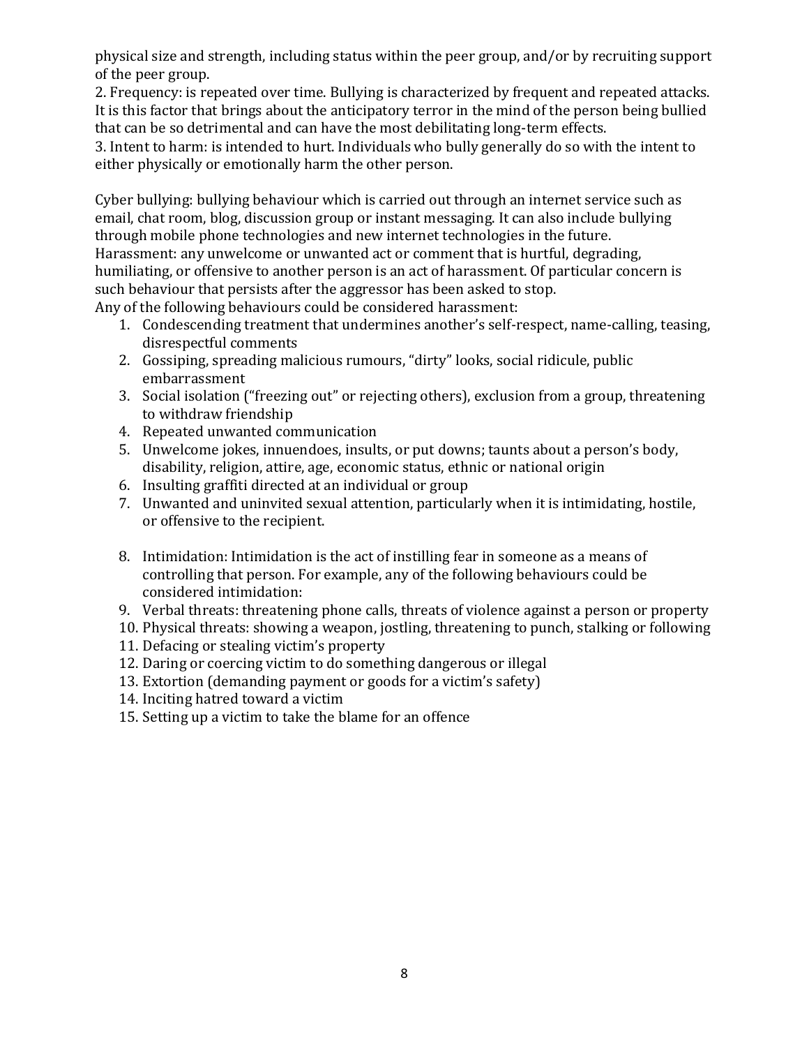physical size and strength, including status within the peer group, and/or by recruiting support of the peer group.

2. Frequency: is repeated over time. Bullying is characterized by frequent and repeated attacks. It is this factor that brings about the anticipatory terror in the mind of the person being bullied that can be so detrimental and can have the most debilitating long-term effects.

3. Intent to harm: is intended to hurt. Individuals who bully generally do so with the intent to either physically or emotionally harm the other person.

Cyber bullying: bullying behaviour which is carried out through an internet service such as email, chat room, blog, discussion group or instant messaging. It can also include bullying through mobile phone technologies and new internet technologies in the future.

Harassment: any unwelcome or unwanted act or comment that is hurtful, degrading, humiliating, or offensive to another person is an act of harassment. Of particular concern is such behaviour that persists after the aggressor has been asked to stop.

Any of the following behaviours could be considered harassment:

1. Condescending treatment that undermines another's self-respect, name-calling, teasing, disrespectful comments
2. Gossiping, spreading malicious rumours, "dirty" looks, social ridicule, public embarrassment
3. Social isolation ("freezing out" or rejecting others), exclusion from a group, threatening to withdraw friendship
4. Repeated unwanted communication
5. Unwelcome jokes, innuendoes, insults, or put downs; taunts about a person's body, disability, religion, attire, age, economic status, ethnic or national origin
6. Insulting graffiti directed at an individual or group
7. Unwanted and uninvited sexual attention, particularly when it is intimidating, hostile, or offensive to the recipient.

8. Intimidation: Intimidation is the act of instilling fear in someone as a means of controlling that person. For example, any of the following behaviours could be considered intimidation:
9. Verbal threats: threatening phone calls, threats of violence against a person or property
10. Physical threats: showing a weapon, jostling, threatening to punch, stalking or following
11. Defacing or stealing victim's property
12. Daring or coercing victim to do something dangerous or illegal
13. Extortion (demanding payment or goods for a victim's safety)
14. Inciting hatred toward a victim
15. Setting up a victim to take the blame for an offence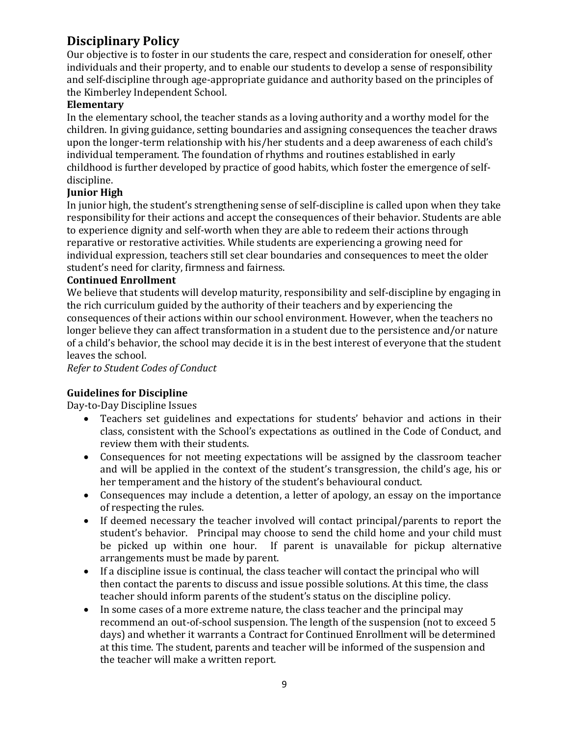## Disciplinary Policy

Our objective is to foster in our students the care, respect and consideration for oneself, other individuals and their property, and to enable our students to develop a sense of responsibility and self-discipline through age-appropriate guidance and authority based on the principles of the Kimberley Independent School.

### Elementary

In the elementary school, the teacher stands as a loving authority and a worthy model for the children. In giving guidance, setting boundaries and assigning consequences the teacher draws upon the longer-term relationship with his/her students and a deep awareness of each child's individual temperament. The foundation of rhythms and routines established in early childhood is further developed by practice of good habits, which foster the emergence of self-discipline.

### Junior High

In junior high, the student's strengthening sense of self-discipline is called upon when they take responsibility for their actions and accept the consequences of their behavior. Students are able to experience dignity and self-worth when they are able to redeem their actions through reparative or restorative activities. While students are experiencing a growing need for individual expression, teachers still set clear boundaries and consequences to meet the older student's need for clarity, firmness and fairness.

### Continued Enrollment

We believe that students will develop maturity, responsibility and self-discipline by engaging in the rich curriculum guided by the authority of their teachers and by experiencing the consequences of their actions within our school environment. However, when the teachers no longer believe they can affect transformation in a student due to the persistence and/or nature of a child's behavior, the school may decide it is in the best interest of everyone that the student leaves the school.

*Refer to Student Codes of Conduct*

### Guidelines for Discipline

Day-to-Day Discipline Issues

- Teachers set guidelines and expectations for students' behavior and actions in their class, consistent with the School's expectations as outlined in the Code of Conduct, and review them with their students.
- Consequences for not meeting expectations will be assigned by the classroom teacher and will be applied in the context of the student's transgression, the child's age, his or her temperament and the history of the student's behavioural conduct.
- Consequences may include a detention, a letter of apology, an essay on the importance of respecting the rules.
- If deemed necessary the teacher involved will contact principal/parents to report the student's behavior. Principal may choose to send the child home and your child must be picked up within one hour. If parent is unavailable for pickup alternative arrangements must be made by parent.
- If a discipline issue is continual, the class teacher will contact the principal who will then contact the parents to discuss and issue possible solutions. At this time, the class teacher should inform parents of the student's status on the discipline policy.
- In some cases of a more extreme nature, the class teacher and the principal may recommend an out-of-school suspension. The length of the suspension (not to exceed 5 days) and whether it warrants a Contract for Continued Enrollment will be determined at this time. The student, parents and teacher will be informed of the suspension and the teacher will make a written report.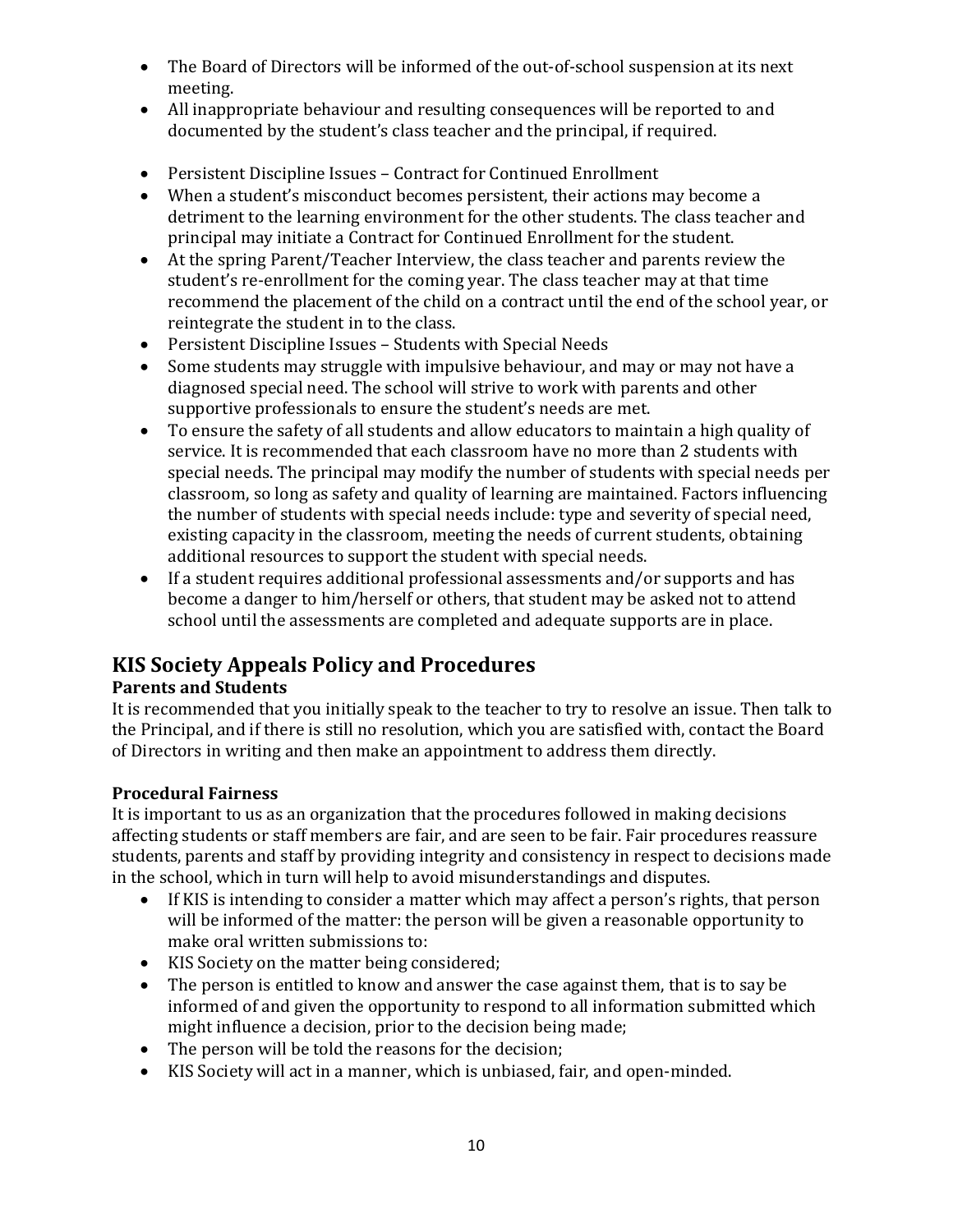- The Board of Directors will be informed of the out-of-school suspension at its next meeting.
- All inappropriate behaviour and resulting consequences will be reported to and documented by the student's class teacher and the principal, if required.

- Persistent Discipline Issues – Contract for Continued Enrollment
- When a student's misconduct becomes persistent, their actions may become a detriment to the learning environment for the other students. The class teacher and principal may initiate a Contract for Continued Enrollment for the student.
- At the spring Parent/Teacher Interview, the class teacher and parents review the student's re-enrollment for the coming year. The class teacher may at that time recommend the placement of the child on a contract until the end of the school year, or reintegrate the student in to the class.
- Persistent Discipline Issues – Students with Special Needs
- Some students may struggle with impulsive behaviour, and may or may not have a diagnosed special need. The school will strive to work with parents and other supportive professionals to ensure the student's needs are met.
- To ensure the safety of all students and allow educators to maintain a high quality of service. It is recommended that each classroom have no more than 2 students with special needs. The principal may modify the number of students with special needs per classroom, so long as safety and quality of learning are maintained. Factors influencing the number of students with special needs include: type and severity of special need, existing capacity in the classroom, meeting the needs of current students, obtaining additional resources to support the student with special needs.
- If a student requires additional professional assessments and/or supports and has become a danger to him/herself or others, that student may be asked not to attend school until the assessments are completed and adequate supports are in place.

## KIS Society Appeals Policy and Procedures

### Parents and Students

It is recommended that you initially speak to the teacher to try to resolve an issue. Then talk to the Principal, and if there is still no resolution, which you are satisfied with, contact the Board of Directors in writing and then make an appointment to address them directly.

### Procedural Fairness

It is important to us as an organization that the procedures followed in making decisions affecting students or staff members are fair, and are seen to be fair. Fair procedures reassure students, parents and staff by providing integrity and consistency in respect to decisions made in the school, which in turn will help to avoid misunderstandings and disputes.

- If KIS is intending to consider a matter which may affect a person's rights, that person will be informed of the matter: the person will be given a reasonable opportunity to make oral written submissions to:
- KIS Society on the matter being considered;
- The person is entitled to know and answer the case against them, that is to say be informed of and given the opportunity to respond to all information submitted which might influence a decision, prior to the decision being made;
- The person will be told the reasons for the decision;
- KIS Society will act in a manner, which is unbiased, fair, and open-minded.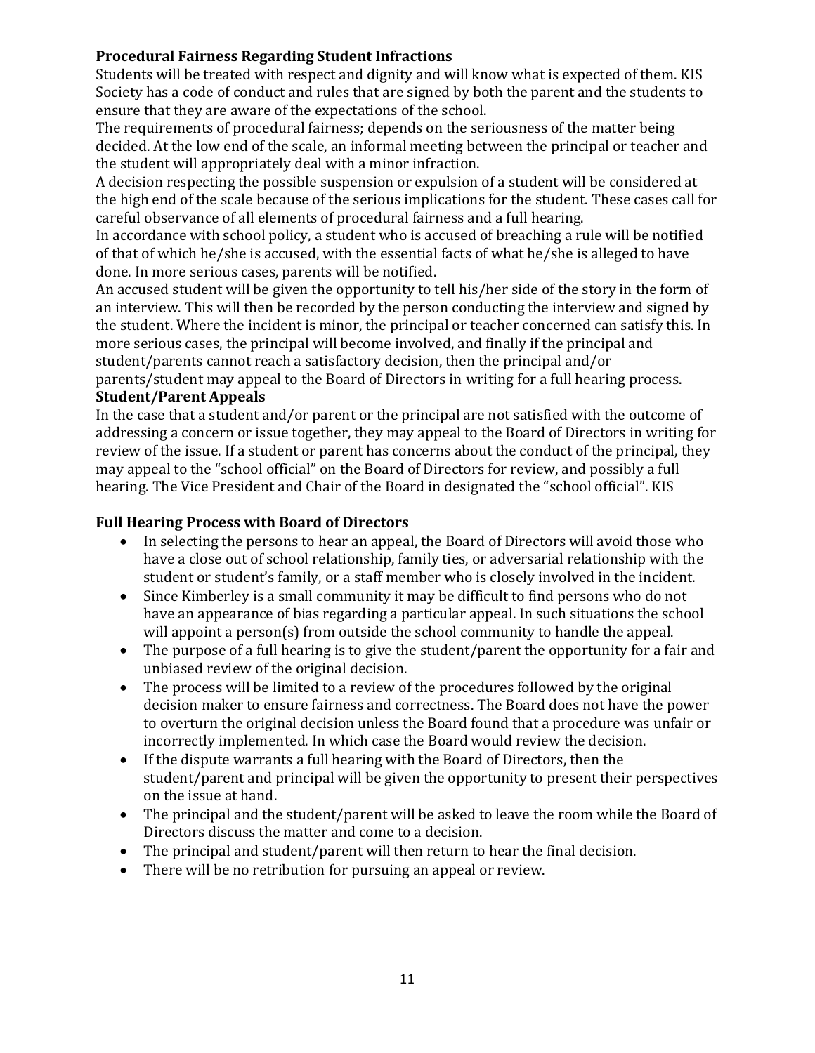**Procedural Fairness Regarding Student Infractions**

Students will be treated with respect and dignity and will know what is expected of them. KIS Society has a code of conduct and rules that are signed by both the parent and the students to ensure that they are aware of the expectations of the school.

The requirements of procedural fairness; depends on the seriousness of the matter being decided. At the low end of the scale, an informal meeting between the principal or teacher and the student will appropriately deal with a minor infraction.

A decision respecting the possible suspension or expulsion of a student will be considered at the high end of the scale because of the serious implications for the student. These cases call for careful observance of all elements of procedural fairness and a full hearing.

In accordance with school policy, a student who is accused of breaching a rule will be notified of that of which he/she is accused, with the essential facts of what he/she is alleged to have done. In more serious cases, parents will be notified.

An accused student will be given the opportunity to tell his/her side of the story in the form of an interview. This will then be recorded by the person conducting the interview and signed by the student. Where the incident is minor, the principal or teacher concerned can satisfy this. In more serious cases, the principal will become involved, and finally if the principal and student/parents cannot reach a satisfactory decision, then the principal and/or parents/student may appeal to the Board of Directors in writing for a full hearing process.

**Student/Parent Appeals**

In the case that a student and/or parent or the principal are not satisfied with the outcome of addressing a concern or issue together, they may appeal to the Board of Directors in writing for review of the issue. If a student or parent has concerns about the conduct of the principal, they may appeal to the "school official" on the Board of Directors for review, and possibly a full hearing. The Vice President and Chair of the Board in designated the "school official". KIS

**Full Hearing Process with Board of Directors**

- In selecting the persons to hear an appeal, the Board of Directors will avoid those who have a close out of school relationship, family ties, or adversarial relationship with the student or student's family, or a staff member who is closely involved in the incident.
- Since Kimberley is a small community it may be difficult to find persons who do not have an appearance of bias regarding a particular appeal. In such situations the school will appoint a person(s) from outside the school community to handle the appeal.
- The purpose of a full hearing is to give the student/parent the opportunity for a fair and unbiased review of the original decision.
- The process will be limited to a review of the procedures followed by the original decision maker to ensure fairness and correctness. The Board does not have the power to overturn the original decision unless the Board found that a procedure was unfair or incorrectly implemented. In which case the Board would review the decision.
- If the dispute warrants a full hearing with the Board of Directors, then the student/parent and principal will be given the opportunity to present their perspectives on the issue at hand.
- The principal and the student/parent will be asked to leave the room while the Board of Directors discuss the matter and come to a decision.
- The principal and student/parent will then return to hear the final decision.
- There will be no retribution for pursuing an appeal or review.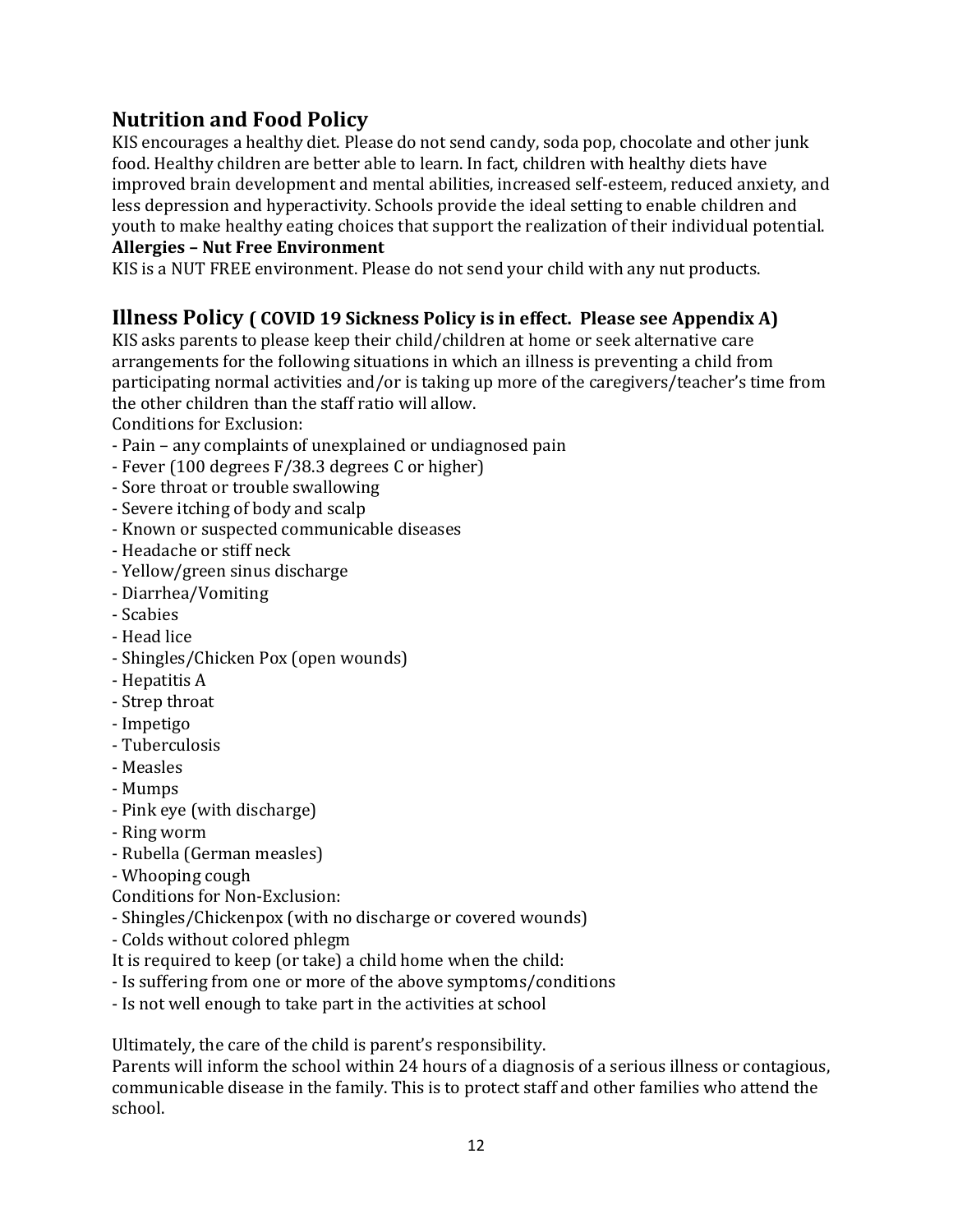## Nutrition and Food Policy

KIS encourages a healthy diet. Please do not send candy, soda pop, chocolate and other junk food. Healthy children are better able to learn. In fact, children with healthy diets have improved brain development and mental abilities, increased self-esteem, reduced anxiety, and less depression and hyperactivity. Schools provide the ideal setting to enable children and youth to make healthy eating choices that support the realization of their individual potential.

**Allergies – Nut Free Environment**

KIS is a NUT FREE environment. Please do not send your child with any nut products.

## Illness Policy **( COVID 19 Sickness Policy is in effect. Please see Appendix A)**

KIS asks parents to please keep their child/children at home or seek alternative care arrangements for the following situations in which an illness is preventing a child from participating normal activities and/or is taking up more of the caregivers/teacher's time from the other children than the staff ratio will allow.

Conditions for Exclusion:

- Pain – any complaints of unexplained or undiagnosed pain
- Fever (100 degrees F/38.3 degrees C or higher)
- Sore throat or trouble swallowing
- Severe itching of body and scalp
- Known or suspected communicable diseases
- Headache or stiff neck
- Yellow/green sinus discharge
- Diarrhea/Vomiting
- Scabies
- Head lice
- Shingles/Chicken Pox (open wounds)
- Hepatitis A
- Strep throat
- Impetigo
- Tuberculosis
- Measles
- Mumps
- Pink eye (with discharge)
- Ring worm
- Rubella (German measles)
- Whooping cough

Conditions for Non-Exclusion:

- Shingles/Chickenpox (with no discharge or covered wounds)
- Colds without colored phlegm

It is required to keep (or take) a child home when the child:

- Is suffering from one or more of the above symptoms/conditions
- Is not well enough to take part in the activities at school

Ultimately, the care of the child is parent's responsibility.

Parents will inform the school within 24 hours of a diagnosis of a serious illness or contagious, communicable disease in the family. This is to protect staff and other families who attend the school.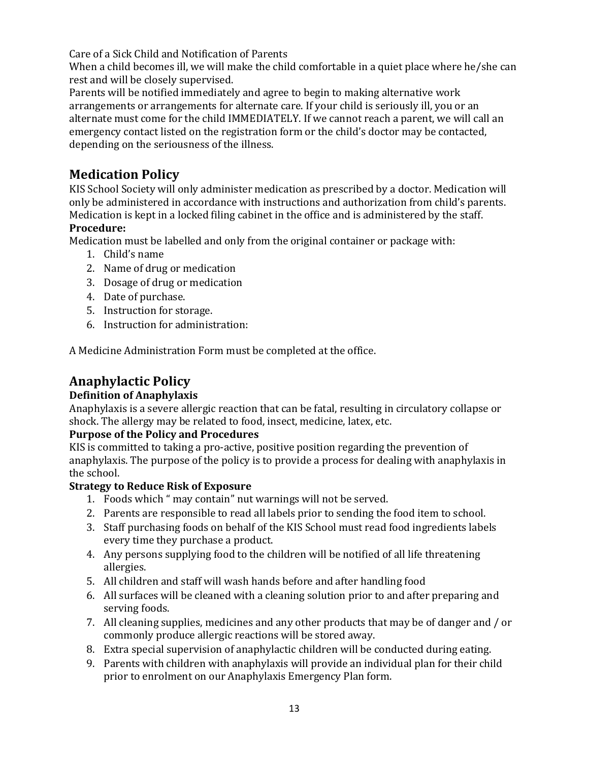Care of a Sick Child and Notification of Parents

When a child becomes ill, we will make the child comfortable in a quiet place where he/she can rest and will be closely supervised.

Parents will be notified immediately and agree to begin to making alternative work arrangements or arrangements for alternate care. If your child is seriously ill, you or an alternate must come for the child IMMEDIATELY. If we cannot reach a parent, we will call an emergency contact listed on the registration form or the child's doctor may be contacted, depending on the seriousness of the illness.

## Medication Policy

KIS School Society will only administer medication as prescribed by a doctor. Medication will only be administered in accordance with instructions and authorization from child's parents. Medication is kept in a locked filing cabinet in the office and is administered by the staff.

**Procedure:**

Medication must be labelled and only from the original container or package with:

1. Child's name
2. Name of drug or medication
3. Dosage of drug or medication
4. Date of purchase.
5. Instruction for storage.
6. Instruction for administration:

A Medicine Administration Form must be completed at the office.

## Anaphylactic Policy

**Definition of Anaphylaxis**

Anaphylaxis is a severe allergic reaction that can be fatal, resulting in circulatory collapse or shock. The allergy may be related to food, insect, medicine, latex, etc.

**Purpose of the Policy and Procedures**

KIS is committed to taking a pro-active, positive position regarding the prevention of anaphylaxis. The purpose of the policy is to provide a process for dealing with anaphylaxis in the school.

**Strategy to Reduce Risk of Exposure**

1. Foods which " may contain" nut warnings will not be served.
2. Parents are responsible to read all labels prior to sending the food item to school.
3. Staff purchasing foods on behalf of the KIS School must read food ingredients labels every time they purchase a product.
4. Any persons supplying food to the children will be notified of all life threatening allergies.
5. All children and staff will wash hands before and after handling food
6. All surfaces will be cleaned with a cleaning solution prior to and after preparing and serving foods.
7. All cleaning supplies, medicines and any other products that may be of danger and / or commonly produce allergic reactions will be stored away.
8. Extra special supervision of anaphylactic children will be conducted during eating.
9. Parents with children with anaphylaxis will provide an individual plan for their child prior to enrolment on our Anaphylaxis Emergency Plan form.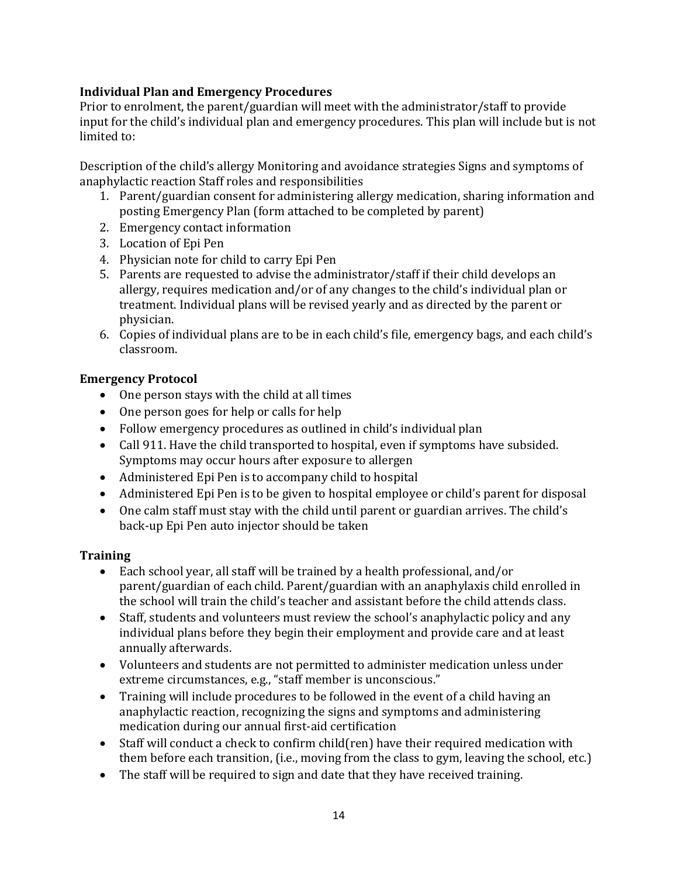### Individual Plan and Emergency Procedures

Prior to enrolment, the parent/guardian will meet with the administrator/staff to provide input for the child's individual plan and emergency procedures. This plan will include but is not limited to:

Description of the child's allergy Monitoring and avoidance strategies Signs and symptoms of anaphylactic reaction Staff roles and responsibilities

1. Parent/guardian consent for administering allergy medication, sharing information and posting Emergency Plan (form attached to be completed by parent)
2. Emergency contact information
3. Location of Epi Pen
4. Physician note for child to carry Epi Pen
5. Parents are requested to advise the administrator/staff if their child develops an allergy, requires medication and/or of any changes to the child's individual plan or treatment. Individual plans will be revised yearly and as directed by the parent or physician.
6. Copies of individual plans are to be in each child's file, emergency bags, and each child's classroom.

### Emergency Protocol

- One person stays with the child at all times
- One person goes for help or calls for help
- Follow emergency procedures as outlined in child's individual plan
- Call 911. Have the child transported to hospital, even if symptoms have subsided. Symptoms may occur hours after exposure to allergen
- Administered Epi Pen is to accompany child to hospital
- Administered Epi Pen is to be given to hospital employee or child's parent for disposal
- One calm staff must stay with the child until parent or guardian arrives. The child's back-up Epi Pen auto injector should be taken

### Training

- Each school year, all staff will be trained by a health professional, and/or parent/guardian of each child. Parent/guardian with an anaphylaxis child enrolled in the school will train the child's teacher and assistant before the child attends class.
- Staff, students and volunteers must review the school's anaphylactic policy and any individual plans before they begin their employment and provide care and at least annually afterwards.
- Volunteers and students are not permitted to administer medication unless under extreme circumstances, e.g., "staff member is unconscious."
- Training will include procedures to be followed in the event of a child having an anaphylactic reaction, recognizing the signs and symptoms and administering medication during our annual first-aid certification
- Staff will conduct a check to confirm child(ren) have their required medication with them before each transition, (i.e., moving from the class to gym, leaving the school, etc.)
- The staff will be required to sign and date that they have received training.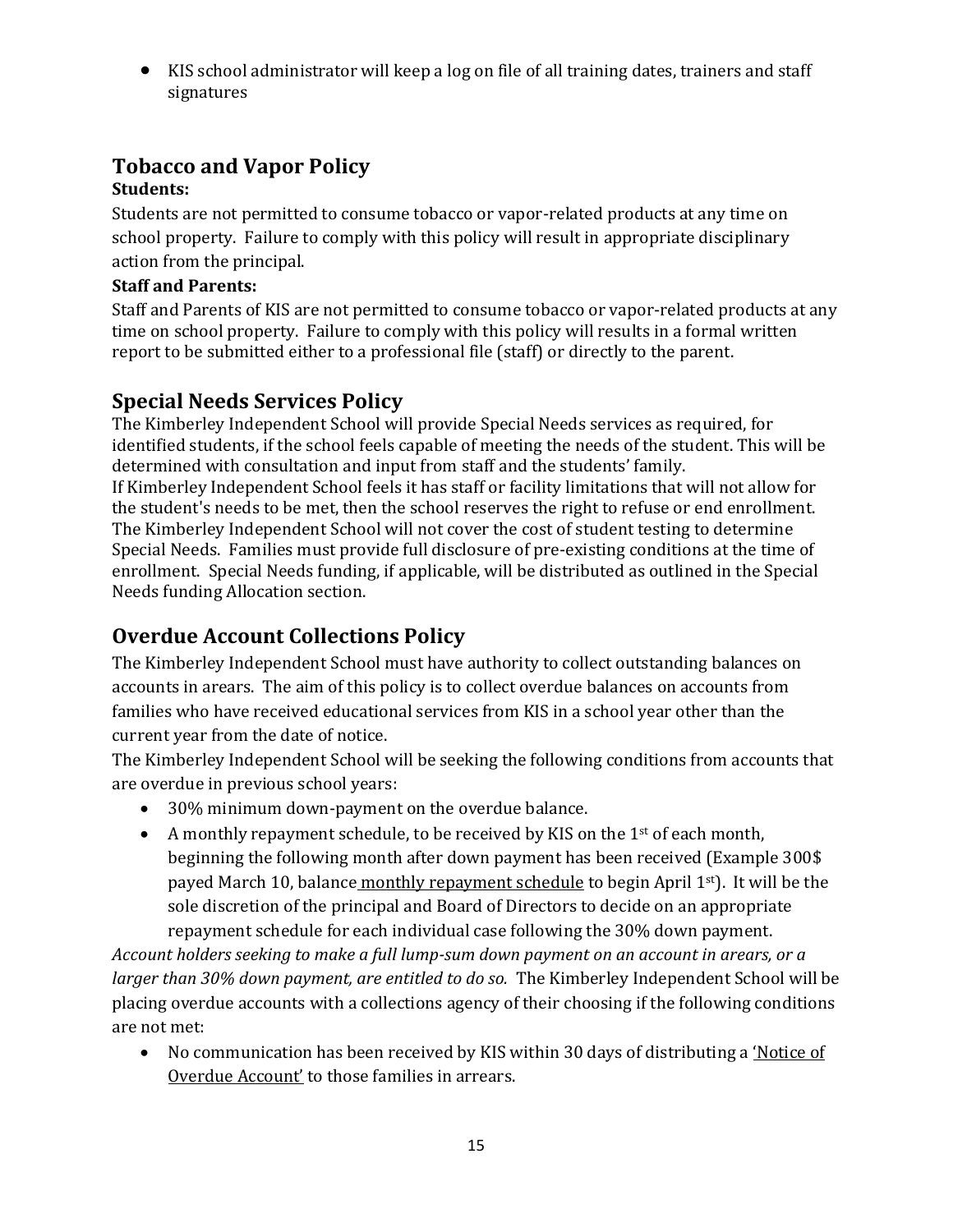- KIS school administrator will keep a log on file of all training dates, trainers and staff signatures

## Tobacco and Vapor Policy

**Students:**

Students are not permitted to consume tobacco or vapor-related products at any time on school property. Failure to comply with this policy will result in appropriate disciplinary action from the principal.

**Staff and Parents:**

Staff and Parents of KIS are not permitted to consume tobacco or vapor-related products at any time on school property. Failure to comply with this policy will results in a formal written report to be submitted either to a professional file (staff) or directly to the parent.

## Special Needs Services Policy

The Kimberley Independent School will provide Special Needs services as required, for identified students, if the school feels capable of meeting the needs of the student. This will be determined with consultation and input from staff and the students' family.
If Kimberley Independent School feels it has staff or facility limitations that will not allow for the student's needs to be met, then the school reserves the right to refuse or end enrollment. The Kimberley Independent School will not cover the cost of student testing to determine Special Needs. Families must provide full disclosure of pre-existing conditions at the time of enrollment. Special Needs funding, if applicable, will be distributed as outlined in the Special Needs funding Allocation section.

## Overdue Account Collections Policy

The Kimberley Independent School must have authority to collect outstanding balances on accounts in arears. The aim of this policy is to collect overdue balances on accounts from families who have received educational services from KIS in a school year other than the current year from the date of notice.
The Kimberley Independent School will be seeking the following conditions from accounts that are overdue in previous school years:

- 30% minimum down-payment on the overdue balance.
- A monthly repayment schedule, to be received by KIS on the 1st of each month, beginning the following month after down payment has been received (Example 300$ payed March 10, balance monthly repayment schedule to begin April 1st). It will be the sole discretion of the principal and Board of Directors to decide on an appropriate repayment schedule for each individual case following the 30% down payment.

*Account holders seeking to make a full lump-sum down payment on an account in arears, or a larger than 30% down payment, are entitled to do so.* The Kimberley Independent School will be placing overdue accounts with a collections agency of their choosing if the following conditions are not met:

- No communication has been received by KIS within 30 days of distributing a 'Notice of Overdue Account' to those families in arrears.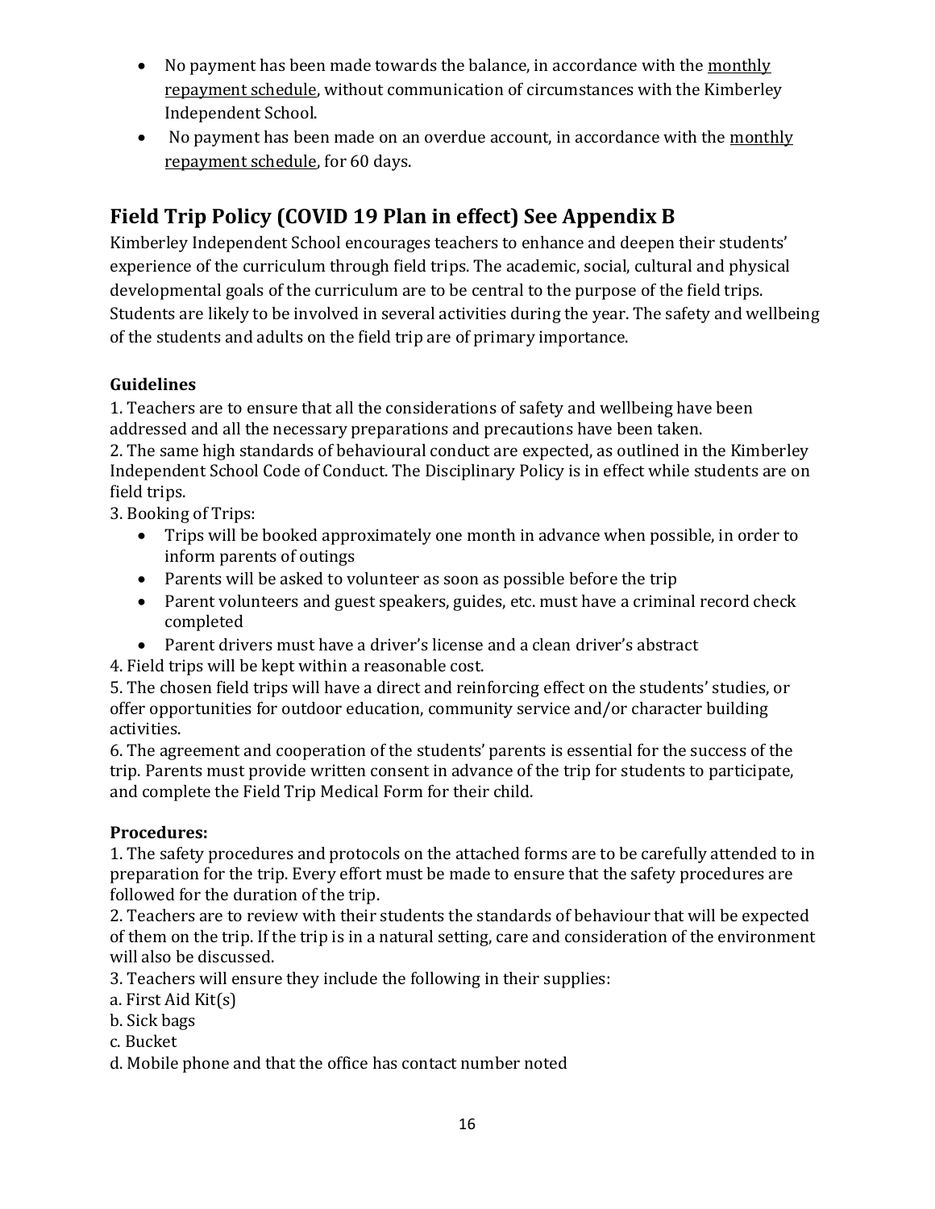- No payment has been made towards the balance, in accordance with the monthly repayment schedule, without communication of circumstances with the Kimberley Independent School.
- No payment has been made on an overdue account, in accordance with the monthly repayment schedule, for 60 days.

## Field Trip Policy (COVID 19 Plan in effect) See Appendix B

Kimberley Independent School encourages teachers to enhance and deepen their students' experience of the curriculum through field trips. The academic, social, cultural and physical developmental goals of the curriculum are to be central to the purpose of the field trips. Students are likely to be involved in several activities during the year. The safety and wellbeing of the students and adults on the field trip are of primary importance.

### Guidelines

1. Teachers are to ensure that all the considerations of safety and wellbeing have been addressed and all the necessary preparations and precautions have been taken.
2. The same high standards of behavioural conduct are expected, as outlined in the Kimberley Independent School Code of Conduct. The Disciplinary Policy is in effect while students are on field trips.
3. Booking of Trips:
   - Trips will be booked approximately one month in advance when possible, in order to inform parents of outings
   - Parents will be asked to volunteer as soon as possible before the trip
   - Parent volunteers and guest speakers, guides, etc. must have a criminal record check completed
   - Parent drivers must have a driver's license and a clean driver's abstract
4. Field trips will be kept within a reasonable cost.
5. The chosen field trips will have a direct and reinforcing effect on the students' studies, or offer opportunities for outdoor education, community service and/or character building activities.
6. The agreement and cooperation of the students' parents is essential for the success of the trip. Parents must provide written consent in advance of the trip for students to participate, and complete the Field Trip Medical Form for their child.

### Procedures:

1. The safety procedures and protocols on the attached forms are to be carefully attended to in preparation for the trip. Every effort must be made to ensure that the safety procedures are followed for the duration of the trip.
2. Teachers are to review with their students the standards of behaviour that will be expected of them on the trip. If the trip is in a natural setting, care and consideration of the environment will also be discussed.
3. Teachers will ensure they include the following in their supplies:

a. First Aid Kit(s)
b. Sick bags
c. Bucket
d. Mobile phone and that the office has contact number noted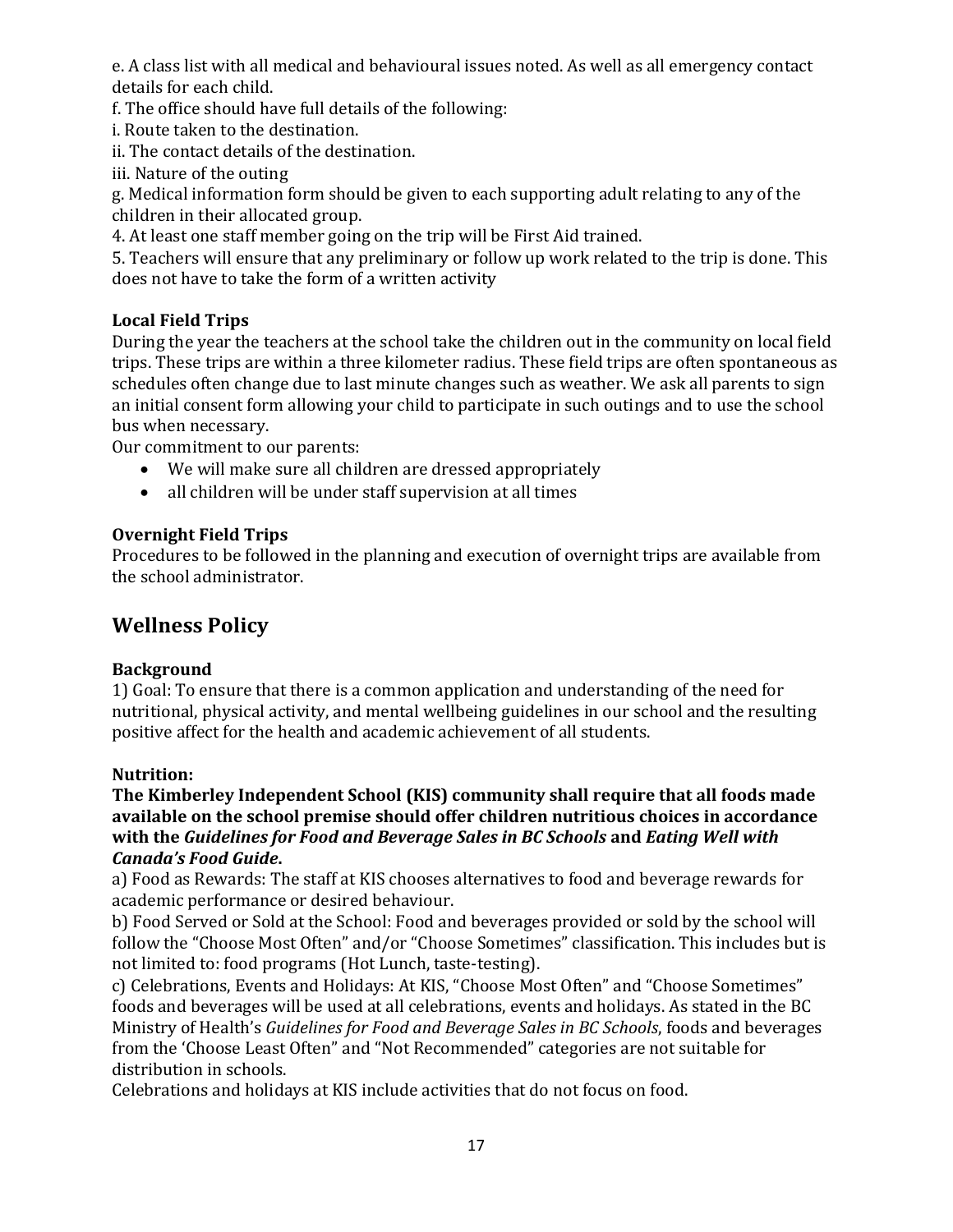e. A class list with all medical and behavioural issues noted. As well as all emergency contact details for each child.

f. The office should have full details of the following:

i. Route taken to the destination.

ii. The contact details of the destination.

iii. Nature of the outing

g. Medical information form should be given to each supporting adult relating to any of the children in their allocated group.

4. At least one staff member going on the trip will be First Aid trained.

5. Teachers will ensure that any preliminary or follow up work related to the trip is done. This does not have to take the form of a written activity

### Local Field Trips

During the year the teachers at the school take the children out in the community on local field trips. These trips are within a three kilometer radius. These field trips are often spontaneous as schedules often change due to last minute changes such as weather. We ask all parents to sign an initial consent form allowing your child to participate in such outings and to use the school bus when necessary.

Our commitment to our parents:

- We will make sure all children are dressed appropriately
- all children will be under staff supervision at all times

### Overnight Field Trips

Procedures to be followed in the planning and execution of overnight trips are available from the school administrator.

## Wellness Policy

### Background

1) Goal: To ensure that there is a common application and understanding of the need for nutritional, physical activity, and mental wellbeing guidelines in our school and the resulting positive affect for the health and academic achievement of all students.

### Nutrition:

**The Kimberley Independent School (KIS) community shall require that all foods made available on the school premise should offer children nutritious choices in accordance with the *Guidelines for Food and Beverage Sales in BC Schools* and *Eating Well with Canada's Food Guide*.**

a) Food as Rewards: The staff at KIS chooses alternatives to food and beverage rewards for academic performance or desired behaviour.

b) Food Served or Sold at the School: Food and beverages provided or sold by the school will follow the "Choose Most Often" and/or "Choose Sometimes" classification. This includes but is not limited to: food programs (Hot Lunch, taste-testing).

c) Celebrations, Events and Holidays: At KIS, "Choose Most Often" and "Choose Sometimes" foods and beverages will be used at all celebrations, events and holidays. As stated in the BC Ministry of Health's *Guidelines for Food and Beverage Sales in BC Schools*, foods and beverages from the 'Choose Least Often" and "Not Recommended" categories are not suitable for distribution in schools.

Celebrations and holidays at KIS include activities that do not focus on food.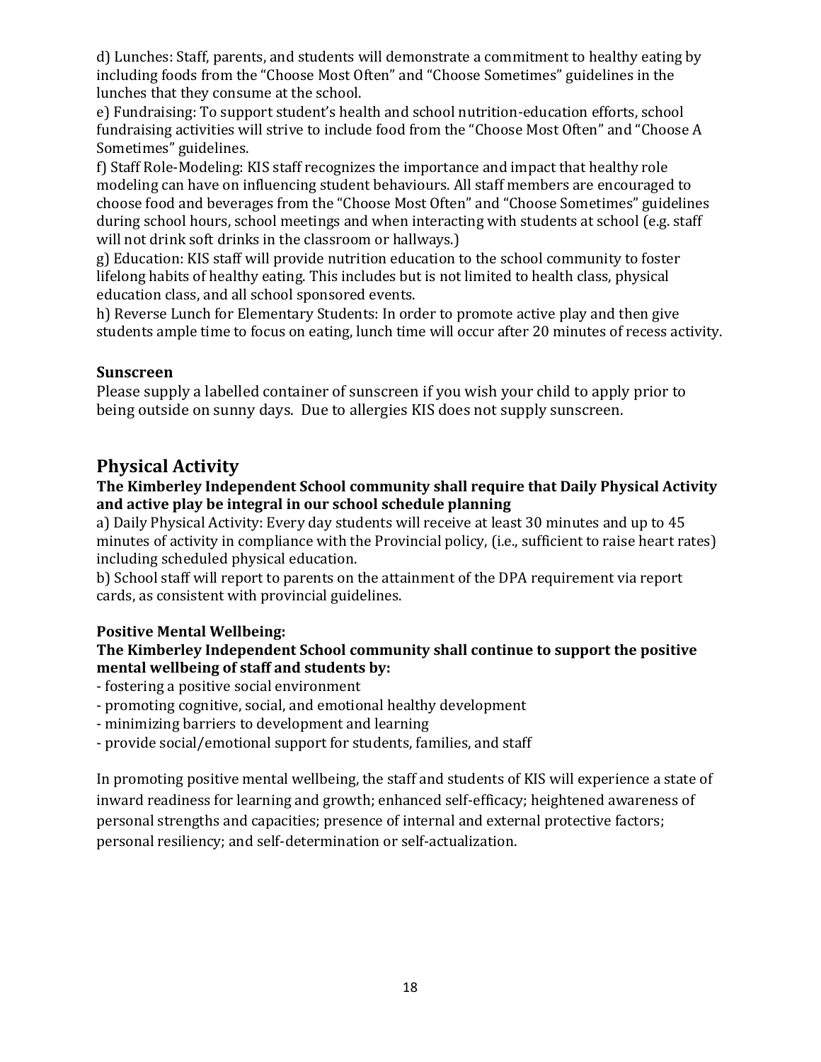d) Lunches: Staff, parents, and students will demonstrate a commitment to healthy eating by including foods from the "Choose Most Often" and "Choose Sometimes" guidelines in the lunches that they consume at the school.

e) Fundraising: To support student's health and school nutrition-education efforts, school fundraising activities will strive to include food from the "Choose Most Often" and "Choose A Sometimes" guidelines.

f) Staff Role-Modeling: KIS staff recognizes the importance and impact that healthy role modeling can have on influencing student behaviours. All staff members are encouraged to choose food and beverages from the "Choose Most Often" and "Choose Sometimes" guidelines during school hours, school meetings and when interacting with students at school (e.g. staff will not drink soft drinks in the classroom or hallways.)

g) Education: KIS staff will provide nutrition education to the school community to foster lifelong habits of healthy eating. This includes but is not limited to health class, physical education class, and all school sponsored events.

h) Reverse Lunch for Elementary Students: In order to promote active play and then give students ample time to focus on eating, lunch time will occur after 20 minutes of recess activity.

### Sunscreen

Please supply a labelled container of sunscreen if you wish your child to apply prior to being outside on sunny days. Due to allergies KIS does not supply sunscreen.

## Physical Activity

**The Kimberley Independent School community shall require that Daily Physical Activity and active play be integral in our school schedule planning**

a) Daily Physical Activity: Every day students will receive at least 30 minutes and up to 45 minutes of activity in compliance with the Provincial policy, (i.e., sufficient to raise heart rates) including scheduled physical education.

b) School staff will report to parents on the attainment of the DPA requirement via report cards, as consistent with provincial guidelines.

### Positive Mental Wellbeing:

**The Kimberley Independent School community shall continue to support the positive mental wellbeing of staff and students by:**

- fostering a positive social environment
- promoting cognitive, social, and emotional healthy development
- minimizing barriers to development and learning
- provide social/emotional support for students, families, and staff

In promoting positive mental wellbeing, the staff and students of KIS will experience a state of inward readiness for learning and growth; enhanced self-efficacy; heightened awareness of personal strengths and capacities; presence of internal and external protective factors; personal resiliency; and self-determination or self-actualization.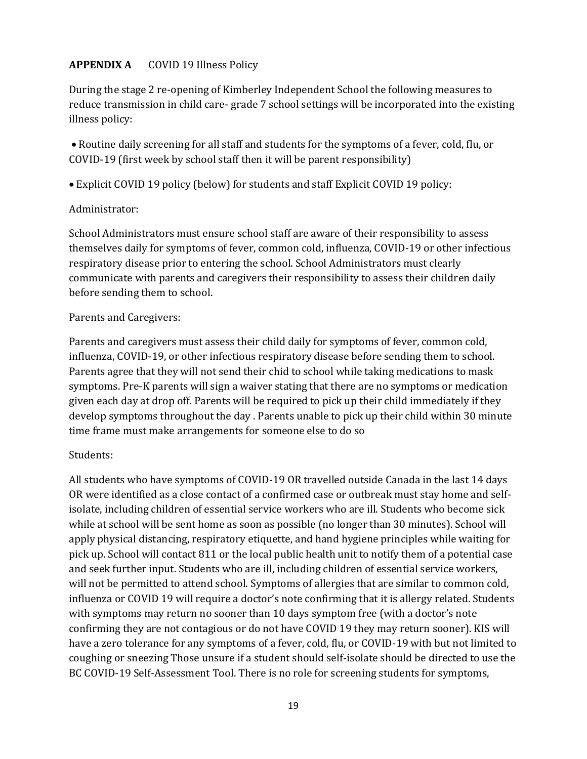**APPENDIX A** COVID 19 Illness Policy

During the stage 2 re-opening of Kimberley Independent School the following measures to reduce transmission in child care- grade 7 school settings will be incorporated into the existing illness policy:

- Routine daily screening for all staff and students for the symptoms of a fever, cold, flu, or COVID-19 (first week by school staff then it will be parent responsibility)
- Explicit COVID 19 policy (below) for students and staff Explicit COVID 19 policy:

Administrator:

School Administrators must ensure school staff are aware of their responsibility to assess themselves daily for symptoms of fever, common cold, influenza, COVID-19 or other infectious respiratory disease prior to entering the school. School Administrators must clearly communicate with parents and caregivers their responsibility to assess their children daily before sending them to school.

Parents and Caregivers:

Parents and caregivers must assess their child daily for symptoms of fever, common cold, influenza, COVID-19, or other infectious respiratory disease before sending them to school. Parents agree that they will not send their chid to school while taking medications to mask symptoms. Pre-K parents will sign a waiver stating that there are no symptoms or medication given each day at drop off. Parents will be required to pick up their child immediately if they develop symptoms throughout the day . Parents unable to pick up their child within 30 minute time frame must make arrangements for someone else to do so

Students:

All students who have symptoms of COVID-19 OR travelled outside Canada in the last 14 days OR were identified as a close contact of a confirmed case or outbreak must stay home and self-isolate, including children of essential service workers who are ill. Students who become sick while at school will be sent home as soon as possible (no longer than 30 minutes). School will apply physical distancing, respiratory etiquette, and hand hygiene principles while waiting for pick up. School will contact 811 or the local public health unit to notify them of a potential case and seek further input. Students who are ill, including children of essential service workers, will not be permitted to attend school. Symptoms of allergies that are similar to common cold, influenza or COVID 19 will require a doctor's note confirming that it is allergy related. Students with symptoms may return no sooner than 10 days symptom free (with a doctor's note confirming they are not contagious or do not have COVID 19 they may return sooner). KIS will have a zero tolerance for any symptoms of a fever, cold, flu, or COVID-19 with but not limited to coughing or sneezing Those unsure if a student should self-isolate should be directed to use the BC COVID-19 Self-Assessment Tool. There is no role for screening students for symptoms,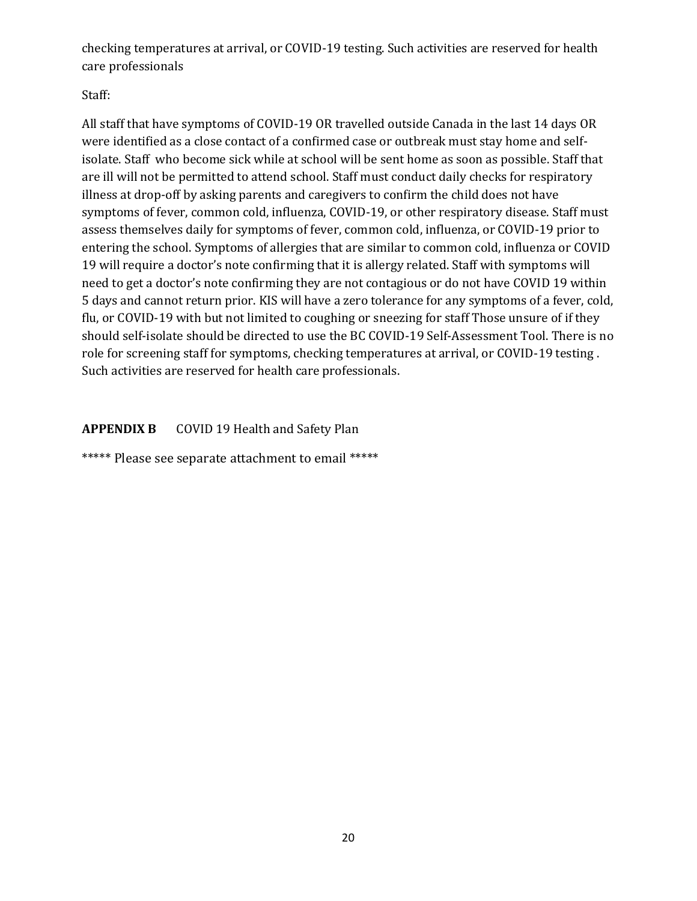checking temperatures at arrival, or COVID-19 testing. Such activities are reserved for health care professionals

Staff:

All staff that have symptoms of COVID-19 OR travelled outside Canada in the last 14 days OR were identified as a close contact of a confirmed case or outbreak must stay home and self-isolate. Staff who become sick while at school will be sent home as soon as possible. Staff that are ill will not be permitted to attend school. Staff must conduct daily checks for respiratory illness at drop-off by asking parents and caregivers to confirm the child does not have symptoms of fever, common cold, influenza, COVID-19, or other respiratory disease. Staff must assess themselves daily for symptoms of fever, common cold, influenza, or COVID-19 prior to entering the school. Symptoms of allergies that are similar to common cold, influenza or COVID 19 will require a doctor's note confirming that it is allergy related. Staff with symptoms will need to get a doctor's note confirming they are not contagious or do not have COVID 19 within 5 days and cannot return prior. KIS will have a zero tolerance for any symptoms of a fever, cold, flu, or COVID-19 with but not limited to coughing or sneezing for staff Those unsure of if they should self-isolate should be directed to use the BC COVID-19 Self-Assessment Tool. There is no role for screening staff for symptoms, checking temperatures at arrival, or COVID-19 testing . Such activities are reserved for health care professionals.

**APPENDIX B** COVID 19 Health and Safety Plan

***** Please see separate attachment to email *****